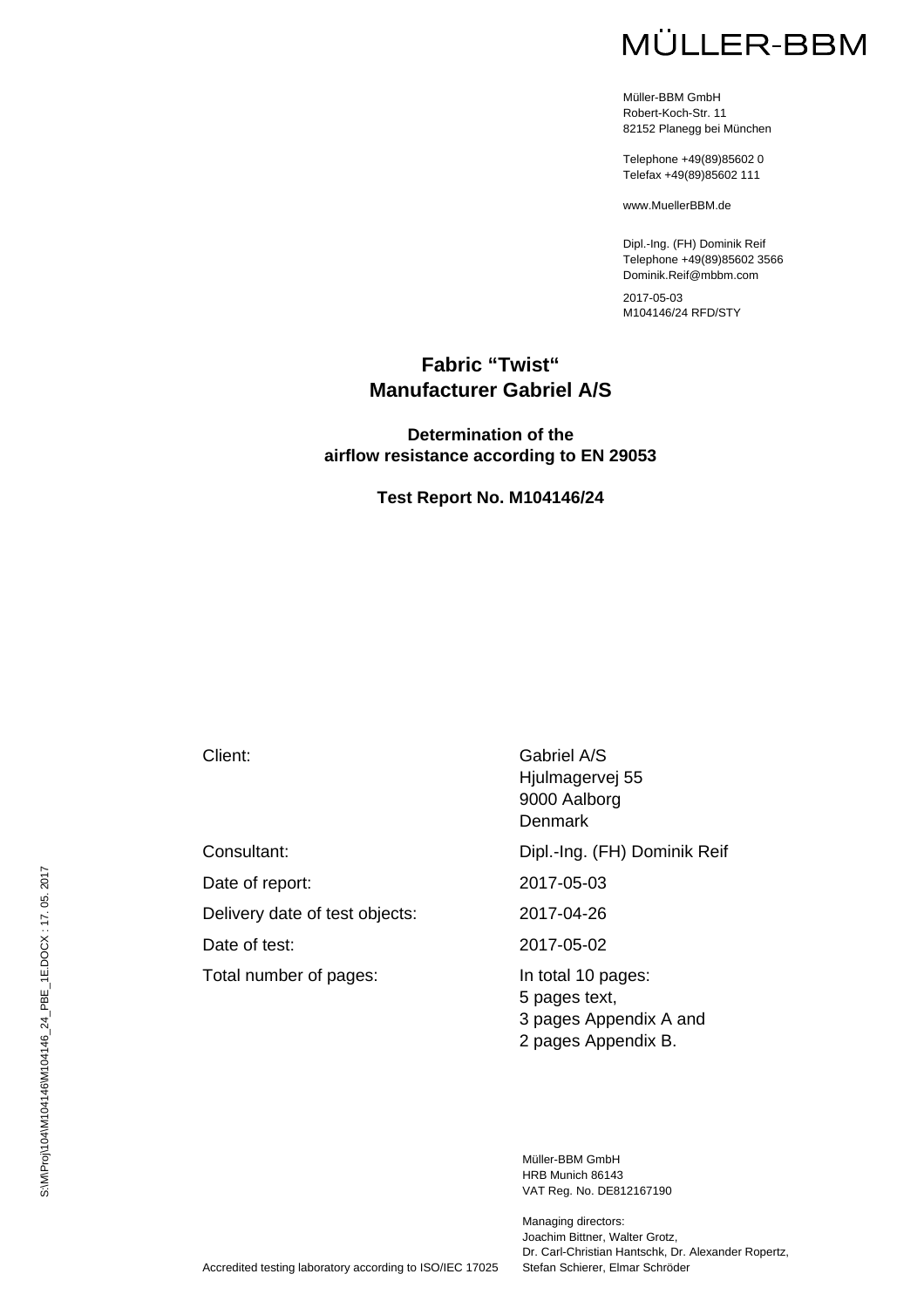MÜLLER-BBM

Müller-BBM GmbH
Robert-Koch-Str. 11
82152 Planegg bei München

Telephone +49(89)85602 0
Telefax +49(89)85602 111

www.MuellerBBM.de

Dipl.-Ing. (FH) Dominik Reif
Telephone +49(89)85602 3566
Dominik.Reif@mbbm.com

2017-05-03
M104146/24 RFD/STY

# Fabric "Twist" Manufacturer Gabriel A/S

## Determination of the airflow resistance according to EN 29053

### Test Report No. M104146/24

| | |
|---|---|
| Client: | Gabriel A/S<br>Hjulmagervej 55<br>9000 Aalborg<br>Denmark |
| Consultant: | Dipl.-Ing. (FH) Dominik Reif |
| Date of report: | 2017-05-03 |
| Delivery date of test objects: | 2017-04-26 |
| Date of test: | 2017-05-02 |
| Total number of pages: | In total 10 pages:<br>5 pages text,<br>3 pages Appendix A and<br>2 pages Appendix B. |

S:\M\Proj\104\M104146\M104146_24_PBE_1E.DOCX : 17. 05. 2017

Müller-BBM GmbH
HRB Munich 86143
VAT Reg. No. DE812167190

Managing directors:
Joachim Bittner, Walter Grotz,
Dr. Carl-Christian Hantschk, Dr. Alexander Ropertz,
Stefan Schierer, Elmar Schröder

Accredited testing laboratory according to ISO/IEC 17025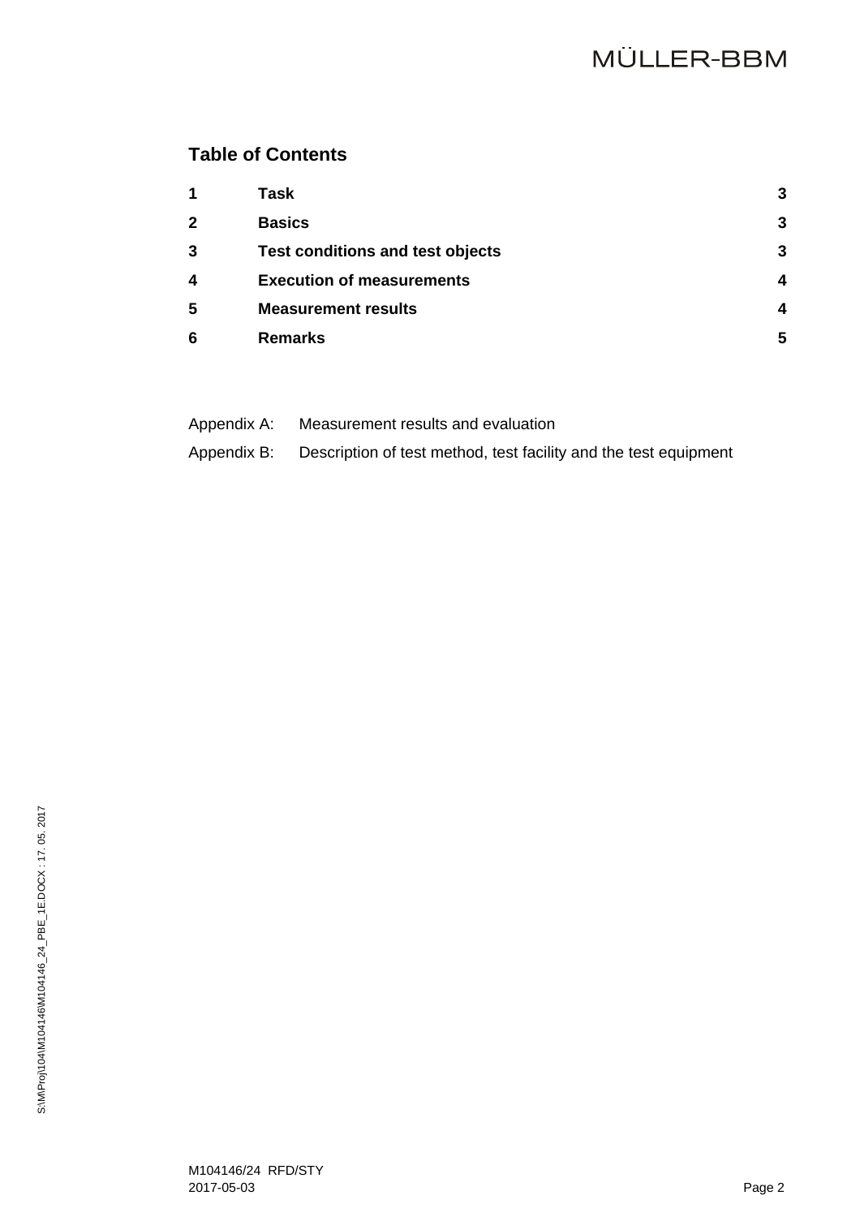## Table of Contents

| | | |
|---|---|---|
| **1** | **Task** | **3** |
| **2** | **Basics** | **3** |
| **3** | **Test conditions and test objects** | **3** |
| **4** | **Execution of measurements** | **4** |
| **5** | **Measurement results** | **4** |
| **6** | **Remarks** | **5** |

Appendix A: Measurement results and evaluation

Appendix B: Description of test method, test facility and the test equipment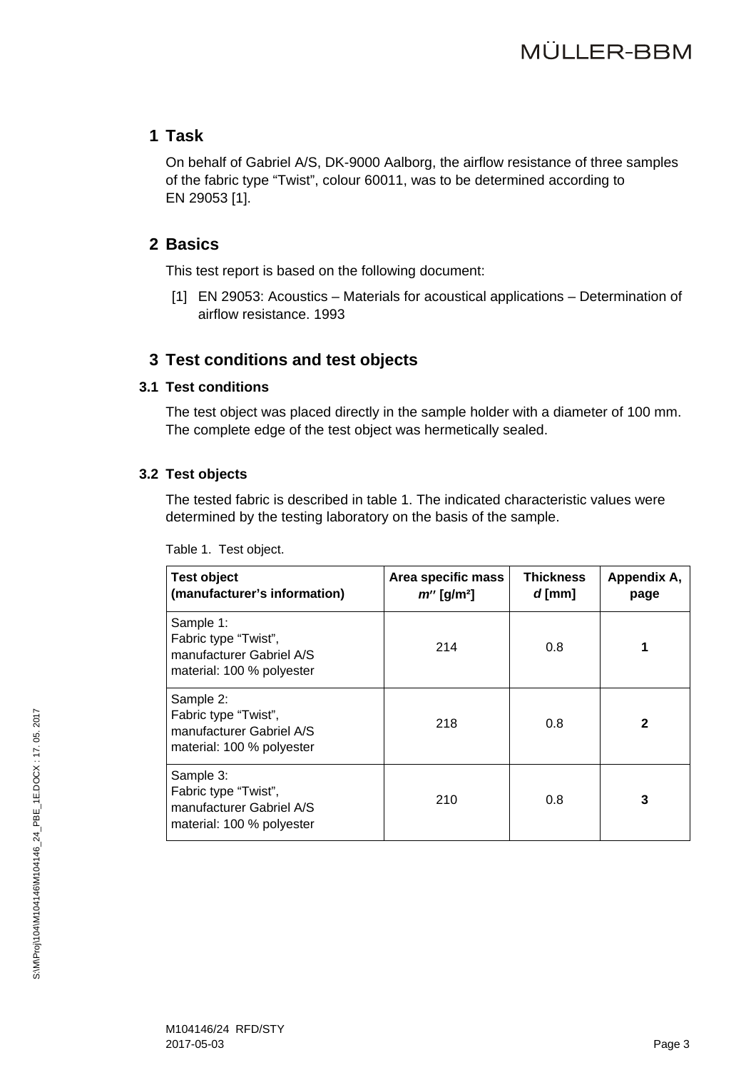# 1 Task

On behalf of Gabriel A/S, DK-9000 Aalborg, the airflow resistance of three samples of the fabric type “Twist”, colour 60011, was to be determined according to EN 29053 [1].

# 2 Basics

This test report is based on the following document:

[1] EN 29053: Acoustics – Materials for acoustical applications – Determination of airflow resistance. 1993

# 3 Test conditions and test objects

## 3.1 Test conditions

The test object was placed directly in the sample holder with a diameter of 100 mm. The complete edge of the test object was hermetically sealed.

## 3.2 Test objects

The tested fabric is described in table 1. The indicated characteristic values were determined by the testing laboratory on the basis of the sample.

Table 1. Test object.

| Test object (manufacturer’s information) | Area specific mass $m''$ [g/m²] | Thickness $d$ [mm] | Appendix A, page |
|---|---|---|---|
| Sample 1: Fabric type “Twist”, manufacturer Gabriel A/S material: 100 % polyester | 214 | 0.8 | **1** |
| Sample 2: Fabric type “Twist”, manufacturer Gabriel A/S material: 100 % polyester | 218 | 0.8 | **2** |
| Sample 3: Fabric type “Twist”, manufacturer Gabriel A/S material: 100 % polyester | 210 | 0.8 | **3** |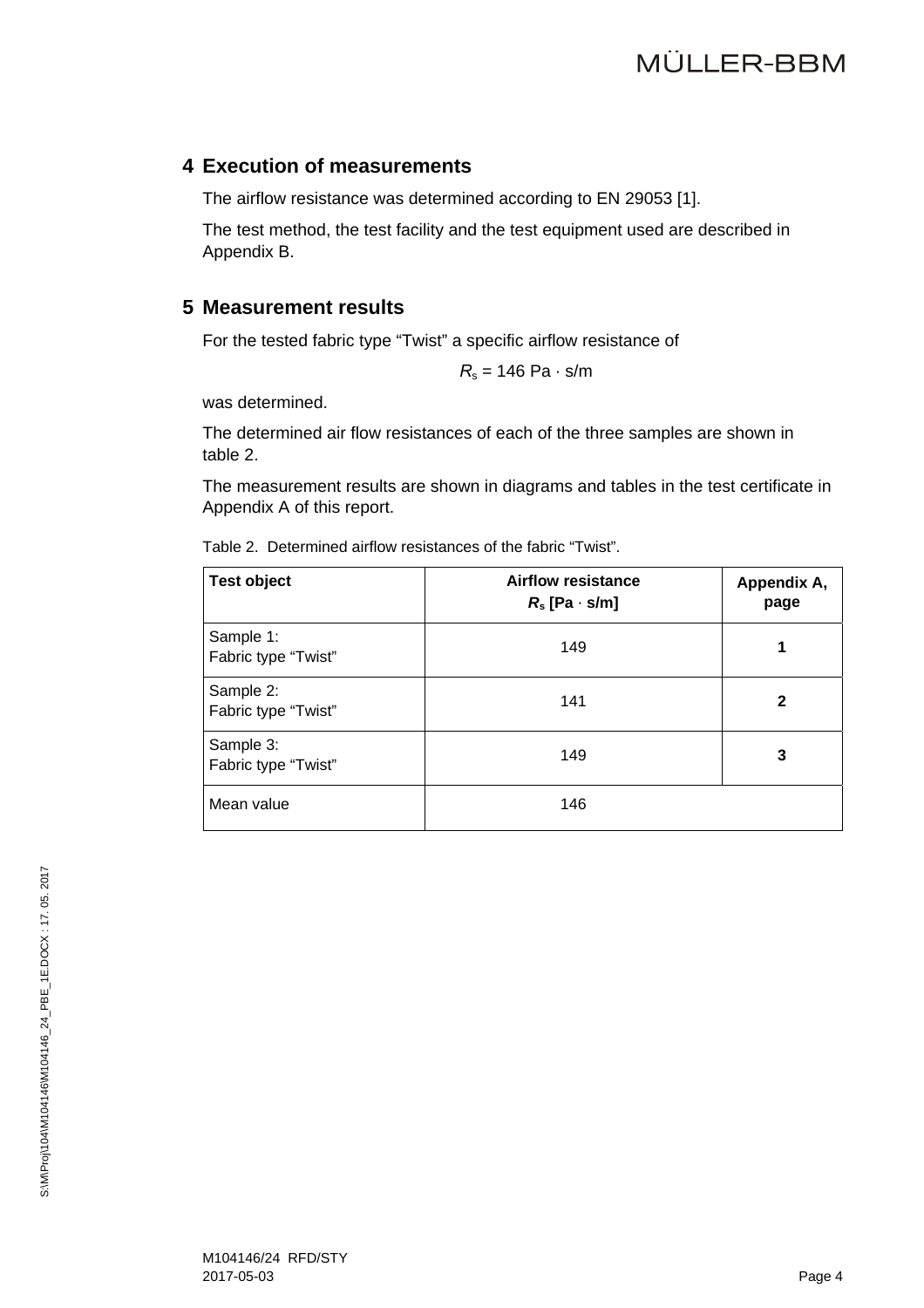## 4 Execution of measurements

The airflow resistance was determined according to EN 29053 [1].

The test method, the test facility and the test equipment used are described in Appendix B.

## 5 Measurement results

For the tested fabric type "Twist" a specific airflow resistance of

$$R_s = 146 \text{ Pa} \cdot \text{s/m}$$

was determined.

The determined air flow resistances of each of the three samples are shown in table 2.

The measurement results are shown in diagrams and tables in the test certificate in Appendix A of this report.

Table 2. Determined airflow resistances of the fabric "Twist".

| **Test object** | **Airflow resistance** **$R_s$ [Pa · s/m]** | **Appendix A, page** |
|---|---|---|
| Sample 1: Fabric type "Twist" | 149 | **1** |
| Sample 2: Fabric type "Twist" | 141 | **2** |
| Sample 3: Fabric type "Twist" | 149 | **3** |
| Mean value | 146 | |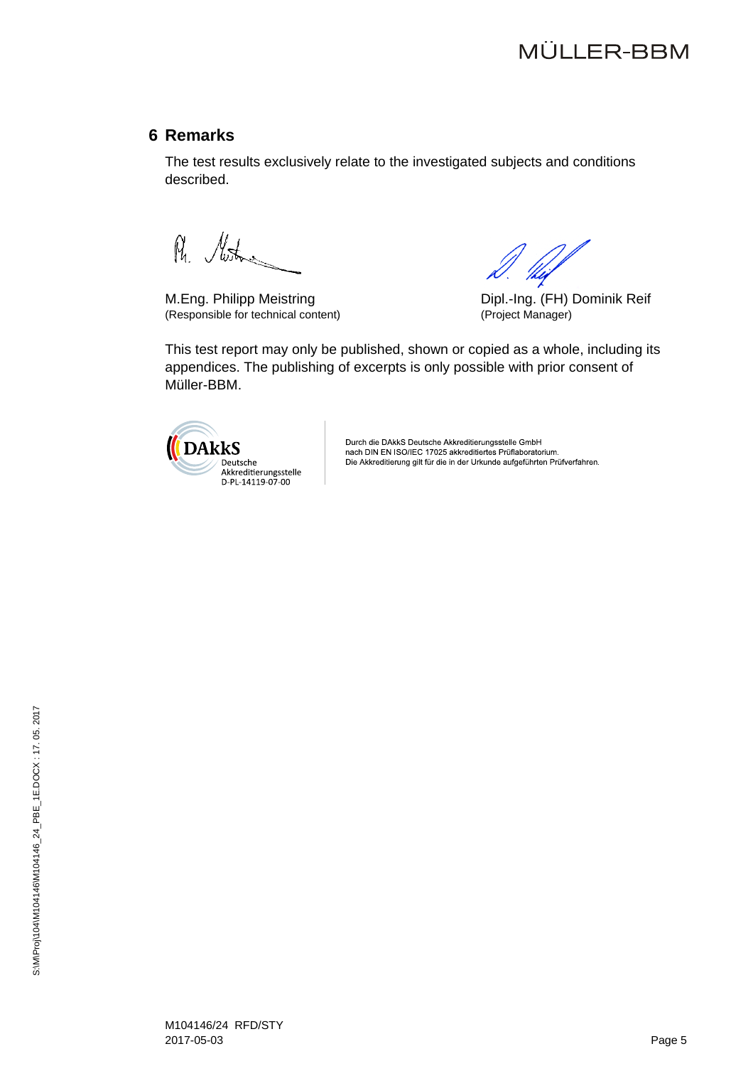## 6 Remarks

The test results exclusively relate to the investigated subjects and conditions described.

M.Eng. Philipp Meistring
(Responsible for technical content)

Dipl.-Ing. (FH) Dominik Reif
(Project Manager)

This test report may only be published, shown or copied as a whole, including its appendices. The publishing of excerpts is only possible with prior consent of Müller-BBM.

DAkkS
Deutsche
Akkreditierungsstelle
D-PL-14119-07-00

Durch die DAkkS Deutsche Akkreditierungsstelle GmbH
nach DIN EN ISO/IEC 17025 akkreditiertes Prüflaboratorium.
Die Akkreditierung gilt für die in der Urkunde aufgeführten Prüfverfahren.

M104146/24 RFD/STY
2017-05-03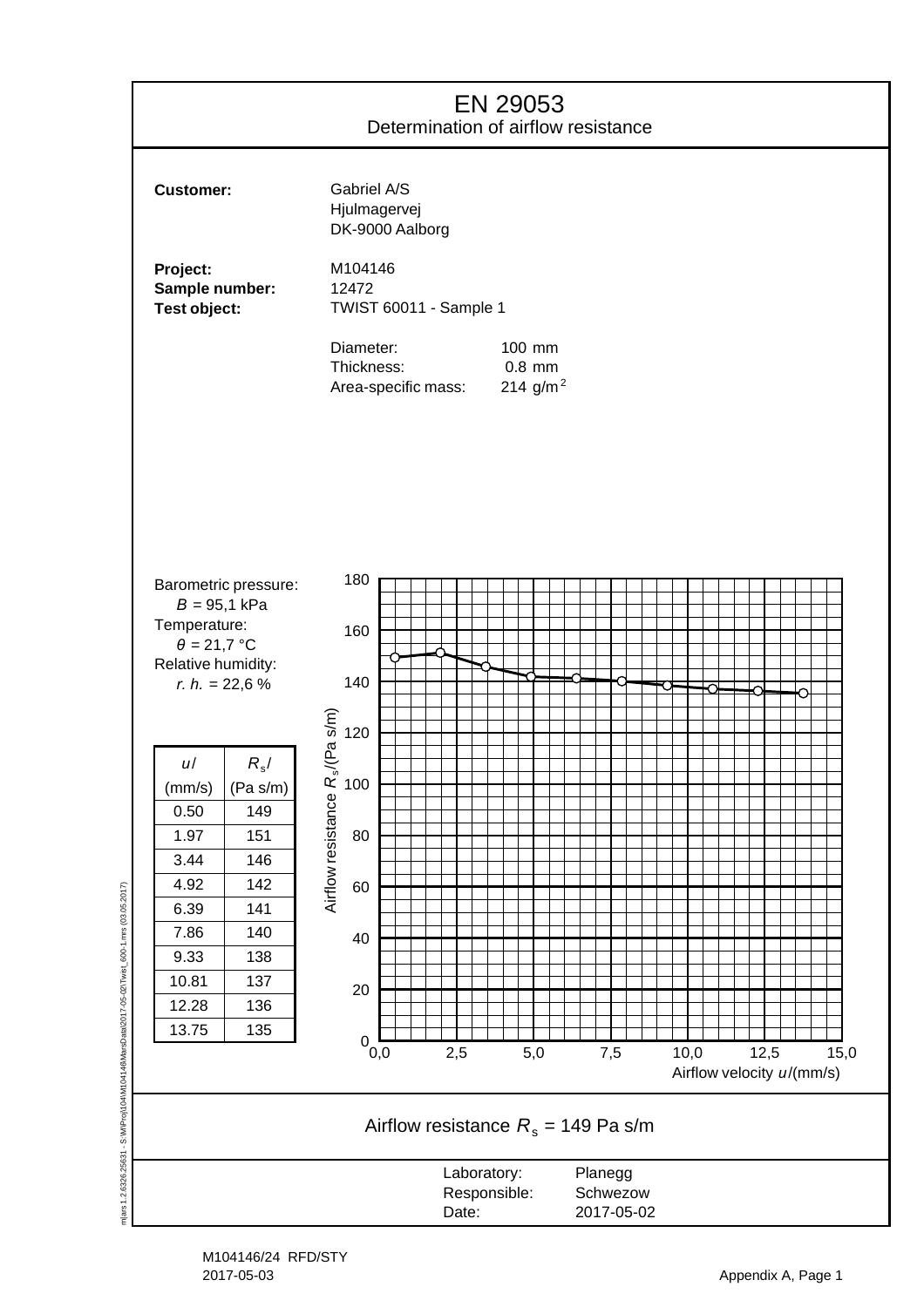# EN 29053

## Determination of airflow resistance

**Customer:** Gabriel A/S
Hjulmagervej
DK-9000 Aalborg

**Project:** M104146
**Sample number:** 12472
**Test object:** TWIST 60011 - Sample 1

Diameter: 100 mm
Thickness: 0.8 mm
Area-specific mass: 214 g/m²

Barometric pressure:
$B$ = 95,1 kPa
Temperature:
$\theta$ = 21,7 °C
Relative humidity:
*r. h.* = 22,6 %

| $u$/ (mm/s) | $R_s$/ (Pa s/m) |
|---|---|
| 0.50 | 149 |
| 1.97 | 151 |
| 3.44 | 146 |
| 4.92 | 142 |
| 6.39 | 141 |
| 7.86 | 140 |
| 9.33 | 138 |
| 10.81 | 137 |
| 12.28 | 136 |
| 13.75 | 135 |

Airflow resistance $R_s$/(Pa s/m) vs. Airflow velocity $u$/(mm/s)

Airflow resistance $R_s$ = 149 Pa s/m

Laboratory: Planegg
Responsible: Schwezow
Date: 2017-05-02

M104146/24 RFD/STY
2017-05-03

Appendix A, Page 1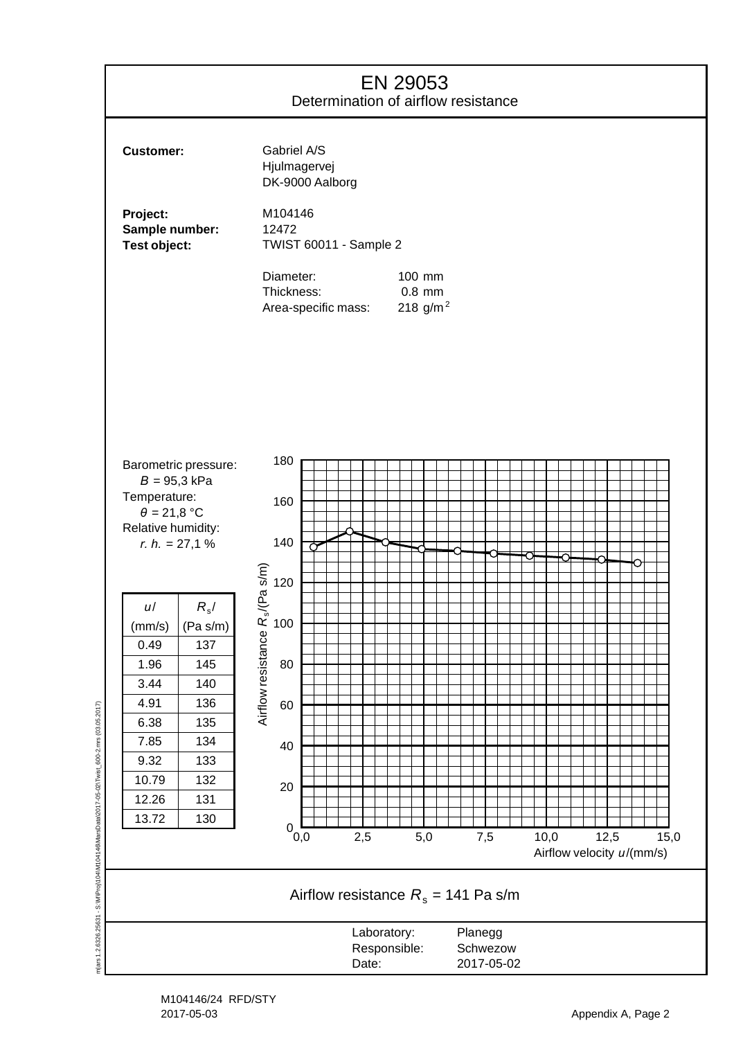# EN 29053

Determination of airflow resistance

**Customer:** Gabriel A/S
Hjulmagervej
DK-9000 Aalborg

**Project:** M104146
**Sample number:** 12472
**Test object:** TWIST 60011 - Sample 2

Diameter: 100 mm
Thickness: 0.8 mm
Area-specific mass: 218 g/m$^2$

Barometric pressure:
$B$ = 95,3 kPa
Temperature:
$\theta$ = 21,8 °C
Relative humidity:
*r. h.* = 27,1 %

| $u$/ (mm/s) | $R_s$/ (Pa s/m) |
|---|---|
| 0.49 | 137 |
| 1.96 | 145 |
| 3.44 | 140 |
| 4.91 | 136 |
| 6.38 | 135 |
| 7.85 | 134 |
| 9.32 | 133 |
| 10.79 | 132 |
| 12.26 | 131 |
| 13.72 | 130 |

Airflow resistance $R_s$/(Pa s/m) vs. Airflow velocity $u$/(mm/s)

Airflow resistance $R_s$ = 141 Pa s/m

Laboratory: Planegg
Responsible: Schwezow
Date: 2017-05-02

M104146/24 RFD/STY
2017-05-03

Appendix A, Page 2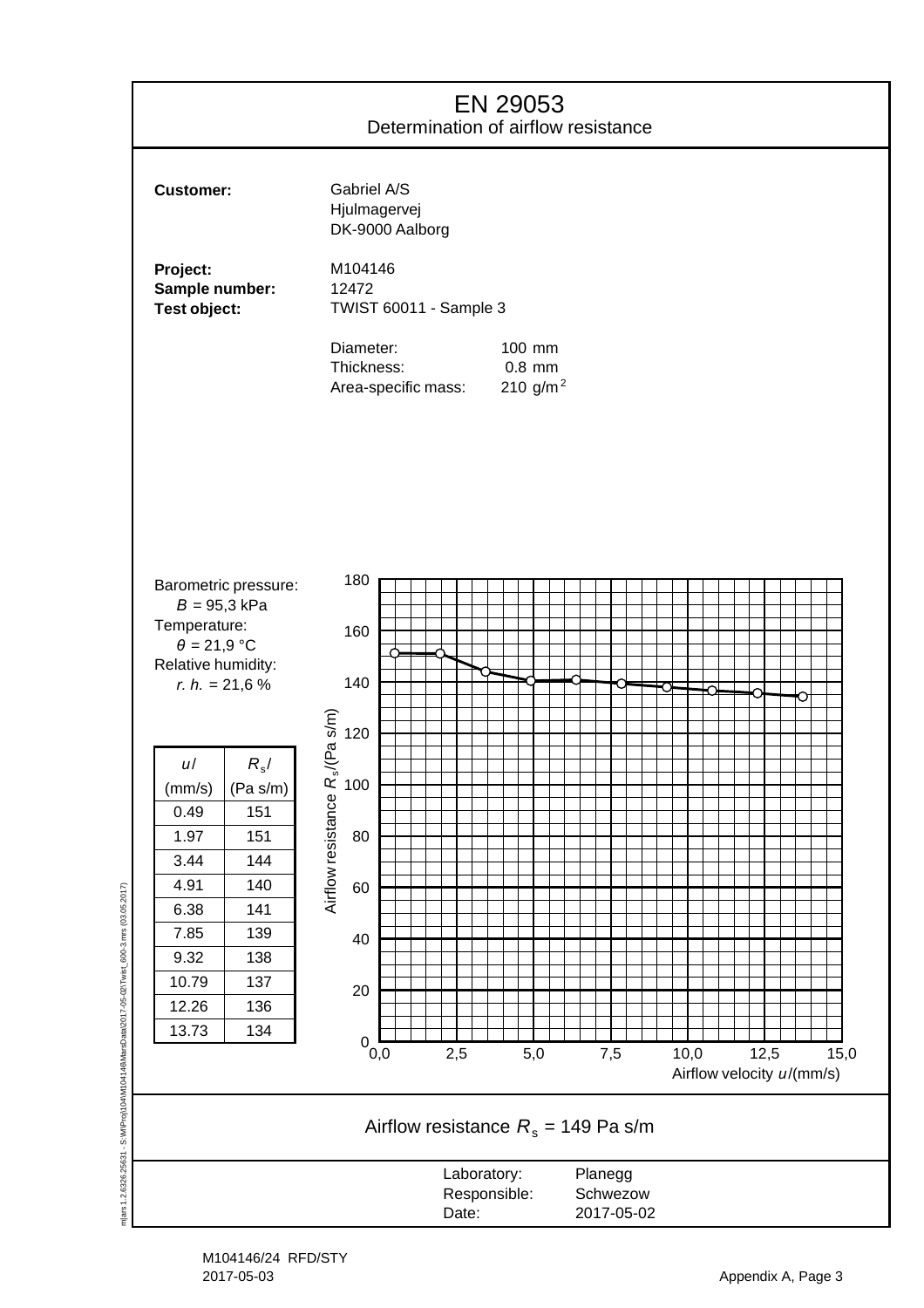# EN 29053

## Determination of airflow resistance

**Customer:** Gabriel A/S
Hjulmagervej
DK-9000 Aalborg

**Project:** M104146
**Sample number:** 12472
**Test object:** TWIST 60011 - Sample 3

Diameter: 100 mm
Thickness: 0.8 mm
Area-specific mass: 210 g/m$^2$

Barometric pressure:
$B$ = 95,3 kPa
Temperature:
$\theta$ = 21,9 °C
Relative humidity:
*r. h.* = 21,6 %

| $u$/ (mm/s) | $R_s$/ (Pa s/m) |
|---|---|
| 0.49 | 151 |
| 1.97 | 151 |
| 3.44 | 144 |
| 4.91 | 140 |
| 6.38 | 141 |
| 7.85 | 139 |
| 9.32 | 138 |
| 10.79 | 137 |
| 12.26 | 136 |
| 13.73 | 134 |

Airflow resistance $R_s$ = 149 Pa s/m

Laboratory: Planegg
Responsible: Schwezow
Date: 2017-05-02

M104146/24 RFD/STY
2017-05-03

Appendix A, Page 3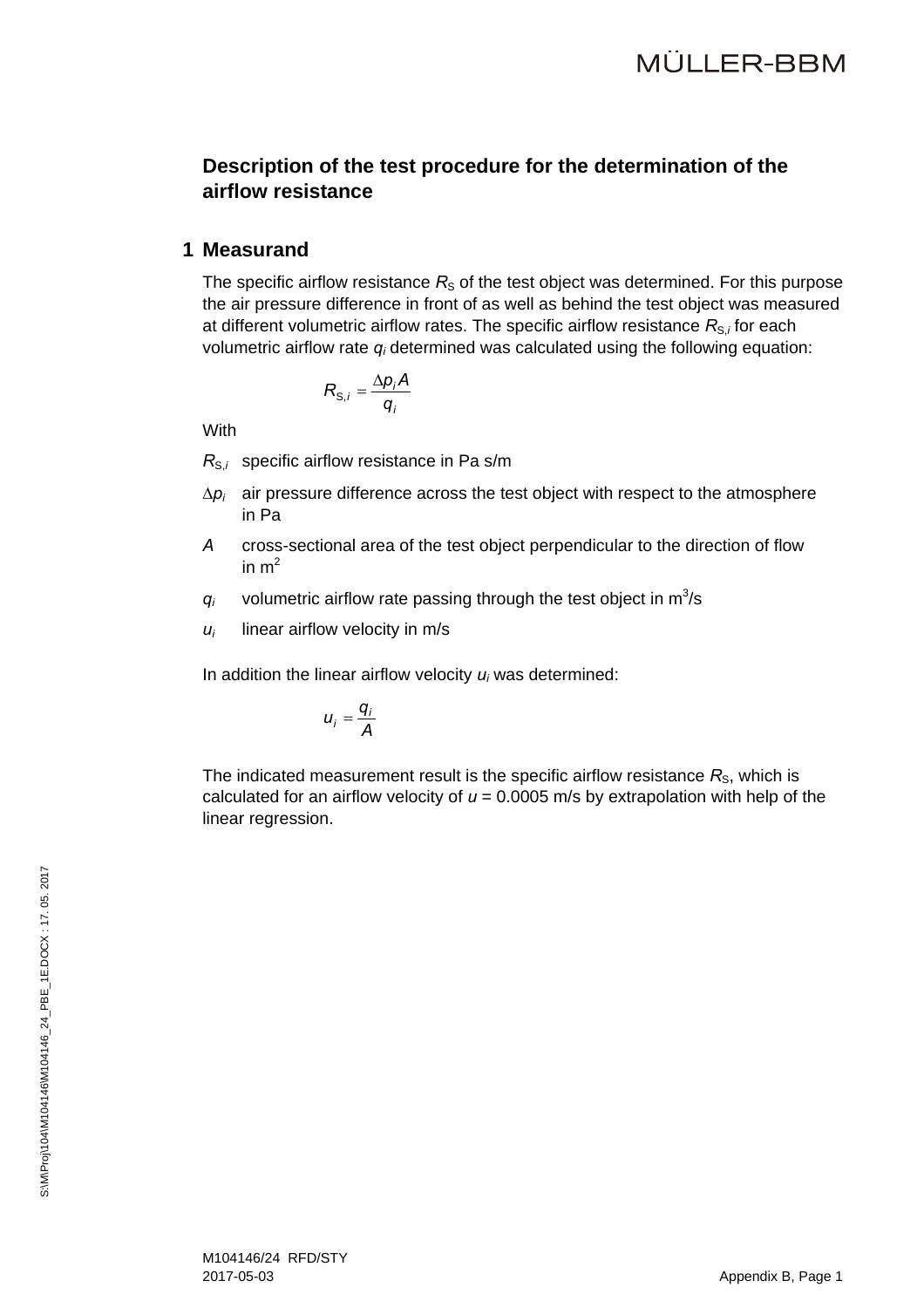## Description of the test procedure for the determination of the airflow resistance

### 1 Measurand

The specific airflow resistance $R_S$ of the test object was determined. For this purpose the air pressure difference in front of as well as behind the test object was measured at different volumetric airflow rates. The specific airflow resistance $R_{S,i}$ for each volumetric airflow rate $q_i$ determined was calculated using the following equation:

$$R_{S,i} = \frac{\Delta p_i A}{q_i}$$

With

- $R_{S,i}$ specific airflow resistance in Pa s/m
- $\Delta p_i$ air pressure difference across the test object with respect to the atmosphere in Pa
- $A$ cross-sectional area of the test object perpendicular to the direction of flow in $m^2$
- $q_i$ volumetric airflow rate passing through the test object in $m^3/s$
- $u_i$ linear airflow velocity in m/s

In addition the linear airflow velocity $u_i$ was determined:

$$u_i = \frac{q_i}{A}$$

The indicated measurement result is the specific airflow resistance $R_S$, which is calculated for an airflow velocity of $u$ = 0.0005 m/s by extrapolation with help of the linear regression.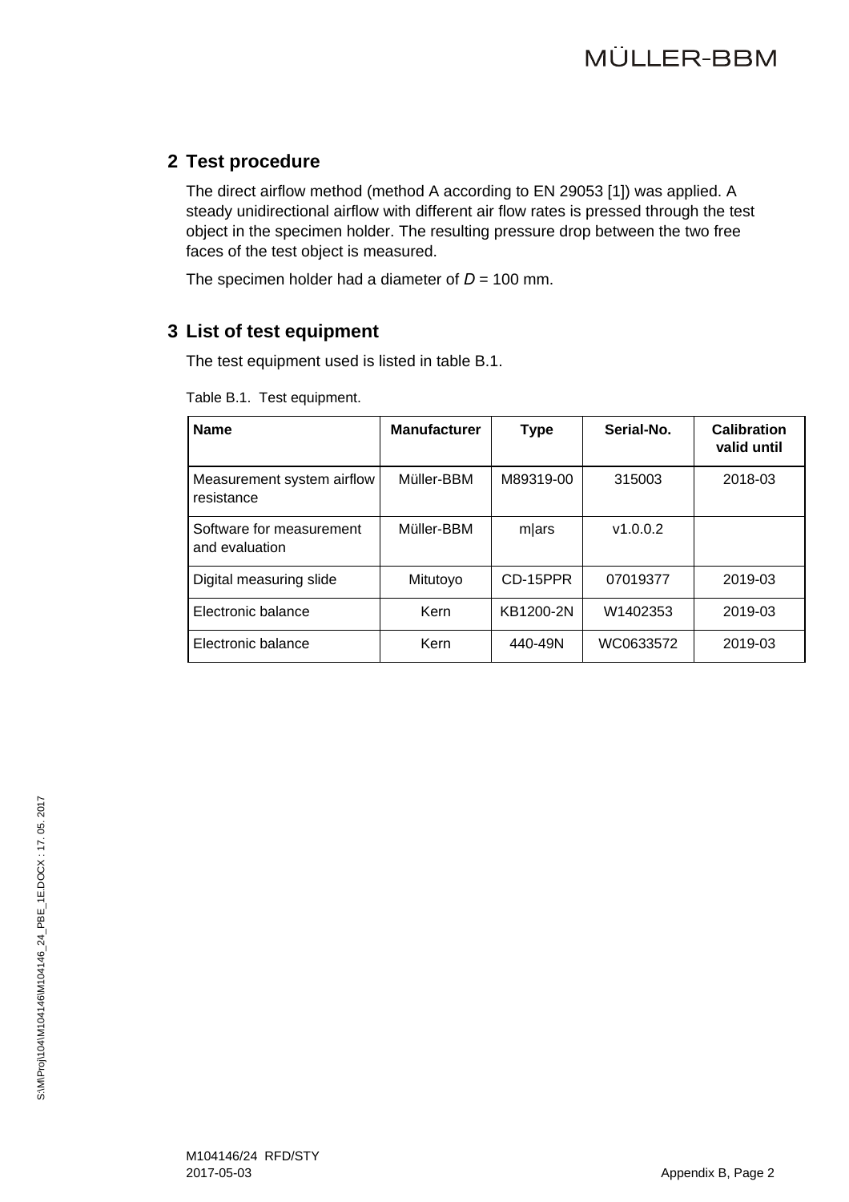## 2 Test procedure

The direct airflow method (method A according to EN 29053 [1]) was applied. A steady unidirectional airflow with different air flow rates is pressed through the test object in the specimen holder. The resulting pressure drop between the two free faces of the test object is measured.

The specimen holder had a diameter of $D$ = 100 mm.

## 3 List of test equipment

The test equipment used is listed in table B.1.

Table B.1. Test equipment.

| Name | Manufacturer | Type | Serial-No. | Calibration valid until |
|---|---|---|---|---|
| Measurement system airflow resistance | Müller-BBM | M89319-00 | 315003 | 2018-03 |
| Software for measurement and evaluation | Müller-BBM | m\|ars | v1.0.0.2 | |
| Digital measuring slide | Mitutoyo | CD-15PPR | 07019377 | 2019-03 |
| Electronic balance | Kern | KB1200-2N | W1402353 | 2019-03 |
| Electronic balance | Kern | 440-49N | WC0633572 | 2019-03 |